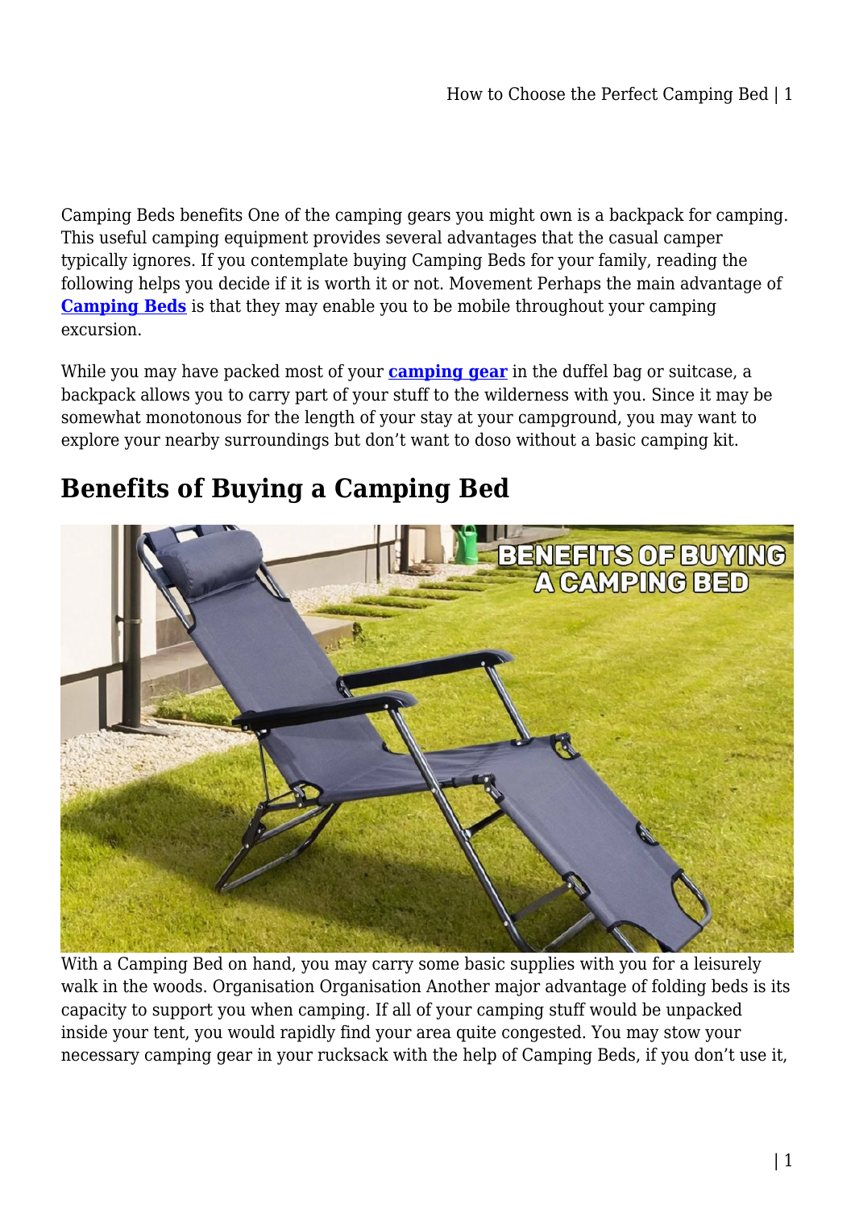Camping Beds benefits One of the camping gears you might own is a backpack for camping. This useful camping equipment provides several advantages that the casual camper typically ignores. If you contemplate buying Camping Beds for your family, reading the following helps you decide if it is worth it or not. Movement Perhaps the main advantage of **Camping Beds** is that they may enable you to be mobile throughout your camping excursion.

While you may have packed most of your **camping gear** in the duffel bag or suitcase, a backpack allows you to carry part of your stuff to the wilderness with you. Since it may be somewhat monotonous for the length of your stay at your campground, you may want to explore your nearby surroundings but don't want to doso without a basic camping kit.

## Benefits of Buying a Camping Bed

With a Camping Bed on hand, you may carry some basic supplies with you for a leisurely walk in the woods. Organisation Organisation Another major advantage of folding beds is its capacity to support you when camping. If all of your camping stuff would be unpacked inside your tent, you would rapidly find your area quite congested. You may stow your necessary camping gear in your rucksack with the help of Camping Beds, if you don't use it,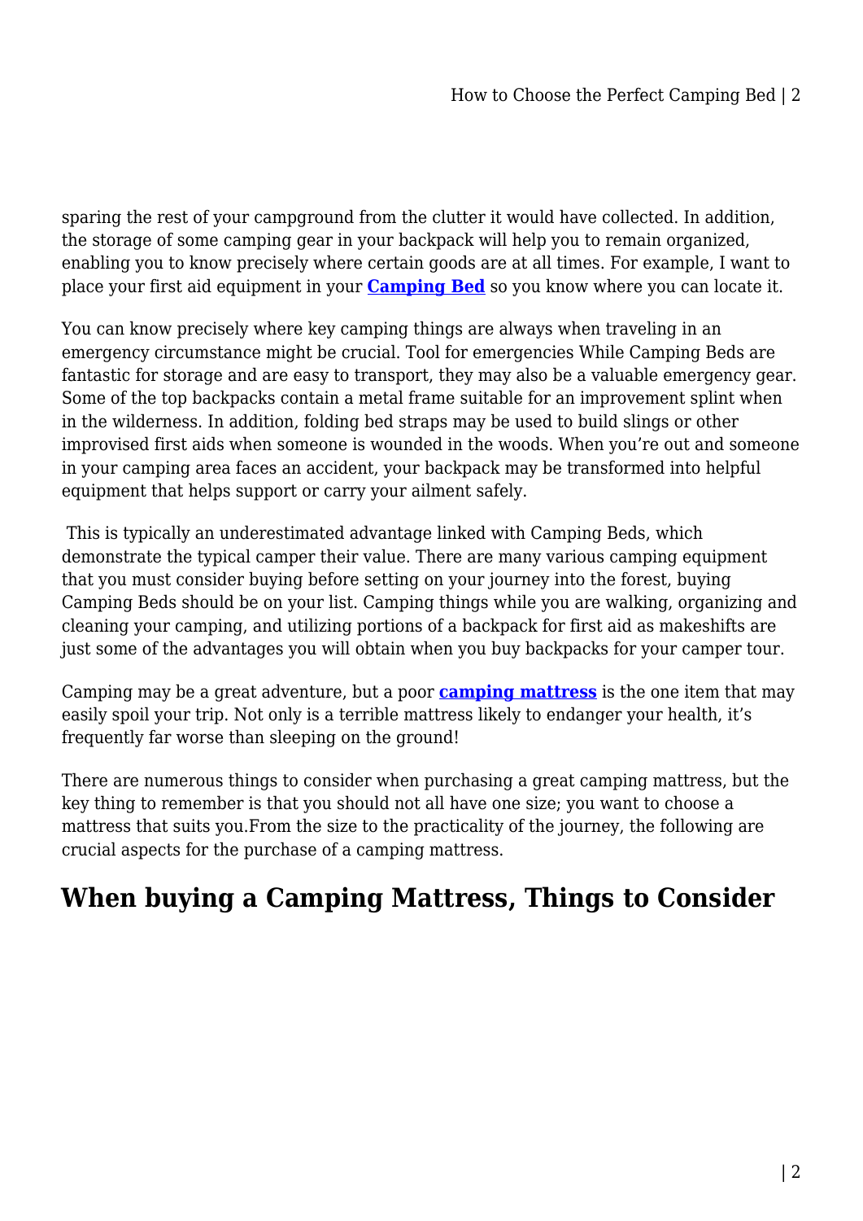sparing the rest of your campground from the clutter it would have collected. In addition, the storage of some camping gear in your backpack will help you to remain organized, enabling you to know precisely where certain goods are at all times. For example, I want to place your first aid equipment in your **Camping Bed** so you know where you can locate it.

You can know precisely where key camping things are always when traveling in an emergency circumstance might be crucial. Tool for emergencies While Camping Beds are fantastic for storage and are easy to transport, they may also be a valuable emergency gear. Some of the top backpacks contain a metal frame suitable for an improvement splint when in the wilderness. In addition, folding bed straps may be used to build slings or other improvised first aids when someone is wounded in the woods. When you're out and someone in your camping area faces an accident, your backpack may be transformed into helpful equipment that helps support or carry your ailment safely.

This is typically an underestimated advantage linked with Camping Beds, which demonstrate the typical camper their value. There are many various camping equipment that you must consider buying before setting on your journey into the forest, buying Camping Beds should be on your list. Camping things while you are walking, organizing and cleaning your camping, and utilizing portions of a backpack for first aid as makeshifts are just some of the advantages you will obtain when you buy backpacks for your camper tour.

Camping may be a great adventure, but a poor **camping mattress** is the one item that may easily spoil your trip. Not only is a terrible mattress likely to endanger your health, it's frequently far worse than sleeping on the ground!

There are numerous things to consider when purchasing a great camping mattress, but the key thing to remember is that you should not all have one size; you want to choose a mattress that suits you.From the size to the practicality of the journey, the following are crucial aspects for the purchase of a camping mattress.

## When buying a Camping Mattress, Things to Consider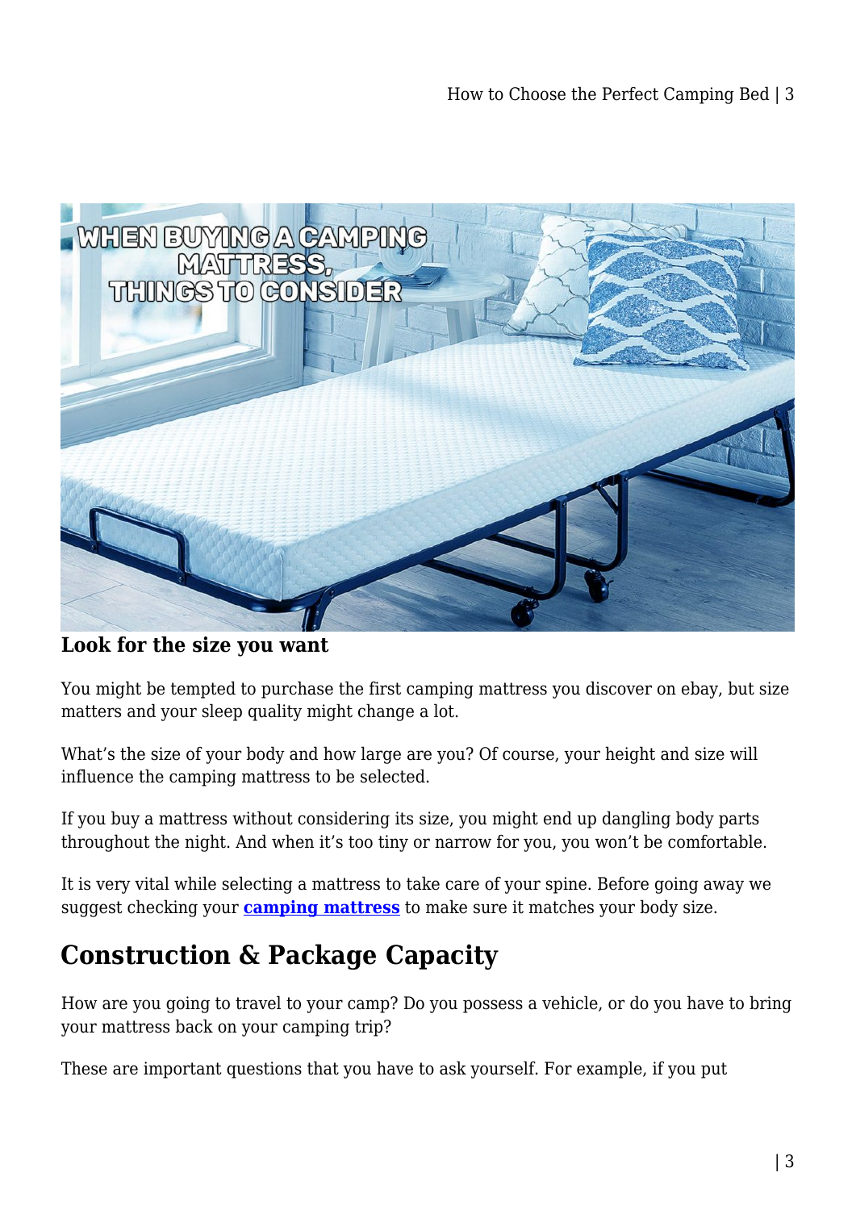**Look for the size you want**

You might be tempted to purchase the first camping mattress you discover on ebay, but size matters and your sleep quality might change a lot.

What's the size of your body and how large are you? Of course, your height and size will influence the camping mattress to be selected.

If you buy a mattress without considering its size, you might end up dangling body parts throughout the night. And when it's too tiny or narrow for you, you won't be comfortable.

It is very vital while selecting a mattress to take care of your spine. Before going away we suggest checking your **camping mattress** to make sure it matches your body size.

## Construction & Package Capacity

How are you going to travel to your camp? Do you possess a vehicle, or do you have to bring your mattress back on your camping trip?

These are important questions that you have to ask yourself. For example, if you put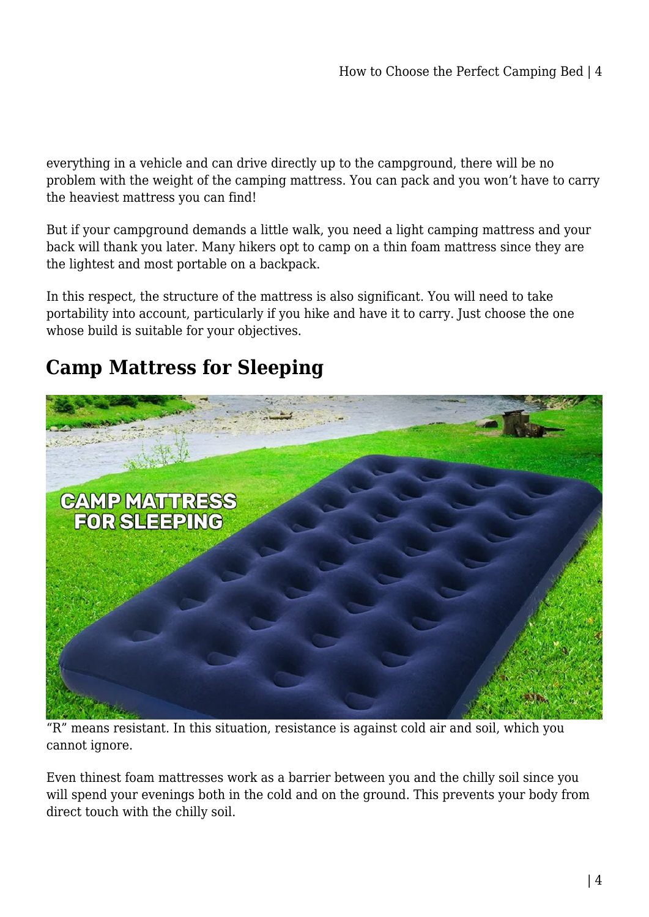everything in a vehicle and can drive directly up to the campground, there will be no problem with the weight of the camping mattress. You can pack and you won't have to carry the heaviest mattress you can find!

But if your campground demands a little walk, you need a light camping mattress and your back will thank you later. Many hikers opt to camp on a thin foam mattress since they are the lightest and most portable on a backpack.

In this respect, the structure of the mattress is also significant. You will need to take portability into account, particularly if you hike and have it to carry. Just choose the one whose build is suitable for your objectives.

## Camp Mattress for Sleeping

"R" means resistant. In this situation, resistance is against cold air and soil, which you cannot ignore.

Even thinest foam mattresses work as a barrier between you and the chilly soil since you will spend your evenings both in the cold and on the ground. This prevents your body from direct touch with the chilly soil.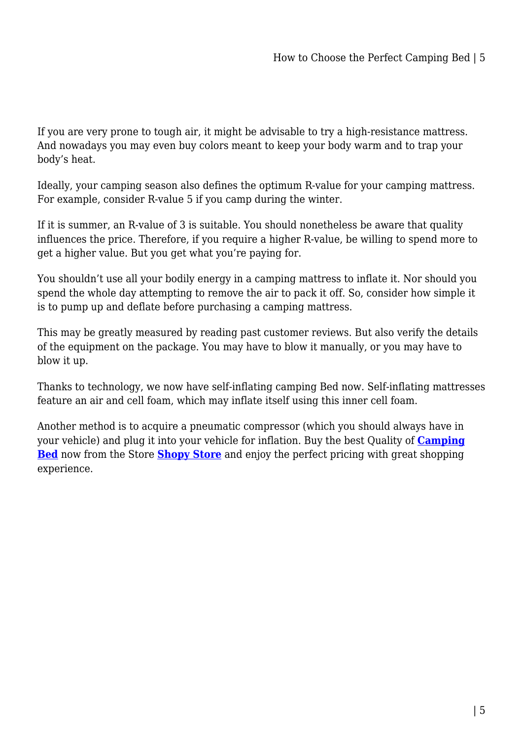If you are very prone to tough air, it might be advisable to try a high-resistance mattress. And nowadays you may even buy colors meant to keep your body warm and to trap your body's heat.

Ideally, your camping season also defines the optimum R-value for your camping mattress. For example, consider R-value 5 if you camp during the winter.

If it is summer, an R-value of 3 is suitable. You should nonetheless be aware that quality influences the price. Therefore, if you require a higher R-value, be willing to spend more to get a higher value. But you get what you're paying for.

You shouldn't use all your bodily energy in a camping mattress to inflate it. Nor should you spend the whole day attempting to remove the air to pack it off. So, consider how simple it is to pump up and deflate before purchasing a camping mattress.

This may be greatly measured by reading past customer reviews. But also verify the details of the equipment on the package. You may have to blow it manually, or you may have to blow it up.

Thanks to technology, we now have self-inflating camping Bed now. Self-inflating mattresses feature an air and cell foam, which may inflate itself using this inner cell foam.

Another method is to acquire a pneumatic compressor (which you should always have in your vehicle) and plug it into your vehicle for inflation. Buy the best Quality of **Camping Bed** now from the Store **Shopy Store** and enjoy the perfect pricing with great shopping experience.